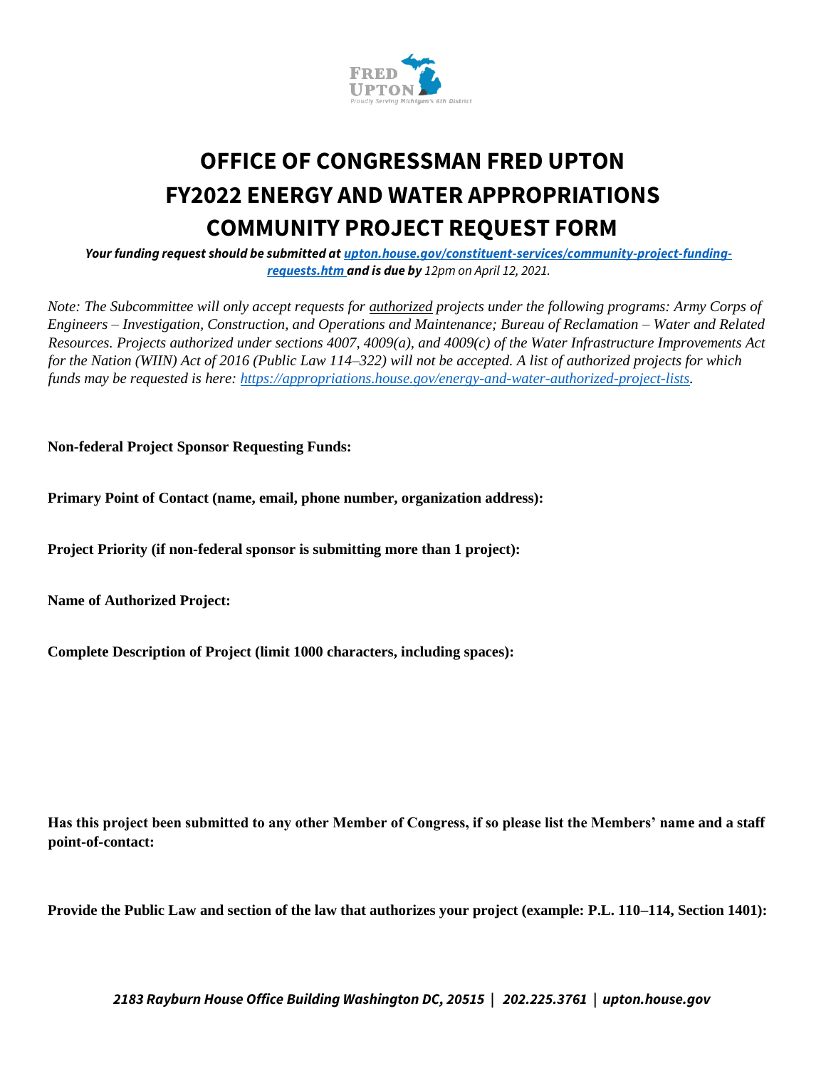# OFFICE OF CONGRESSMAN FRED UPTON
# FY2022 ENERGY AND WATER APPROPRIATIONS
# COMMUNITY PROJECT REQUEST FORM

***Your funding request should be submitted at [upton.house.gov/constituent-services/community-project-funding-requests.htm](upton.house.gov/constituent-services/community-project-funding-requests.htm) and is due by** 12pm on April 12, 2021.*

*Note: The Subcommittee will only accept requests for authorized projects under the following programs: Army Corps of Engineers – Investigation, Construction, and Operations and Maintenance; Bureau of Reclamation – Water and Related Resources. Projects authorized under sections 4007, 4009(a), and 4009(c) of the Water Infrastructure Improvements Act for the Nation (WIIN) Act of 2016 (Public Law 114–322) will not be accepted. A list of authorized projects for which funds may be requested is here: [https://appropriations.house.gov/energy-and-water-authorized-project-lists](https://appropriations.house.gov/energy-and-water-authorized-project-lists).*

**Non-federal Project Sponsor Requesting Funds:**

**Primary Point of Contact (name, email, phone number, organization address):**

**Project Priority (if non-federal sponsor is submitting more than 1 project):**

**Name of Authorized Project:**

**Complete Description of Project (limit 1000 characters, including spaces):**

**Has this project been submitted to any other Member of Congress, if so please list the Members' name and a staff point-of-contact:**

**Provide the Public Law and section of the law that authorizes your project (example: P.L. 110–114, Section 1401):**

***2183 Rayburn House Office Building Washington DC, 20515 | 202.225.3761 | upton.house.gov***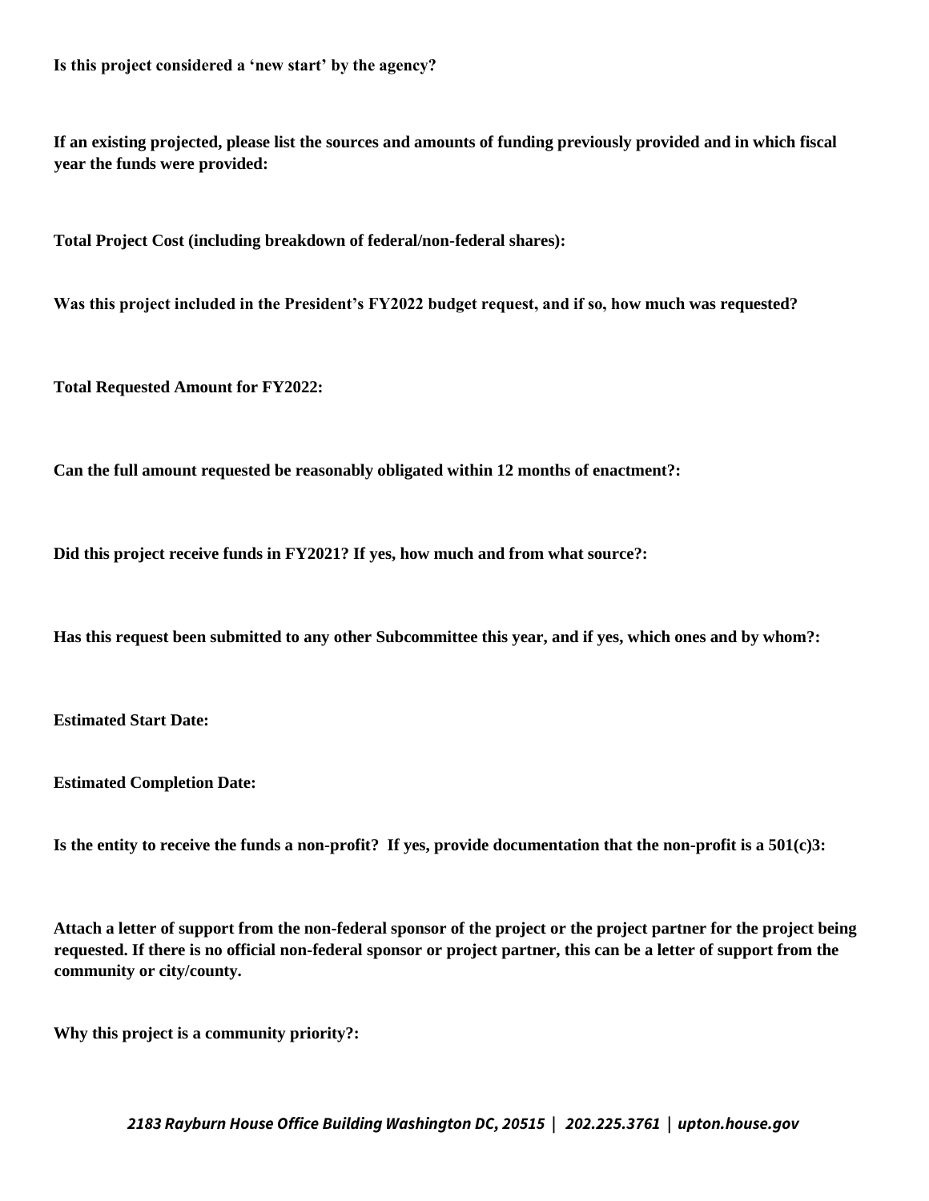**Is this project considered a 'new start' by the agency?**

**If an existing projected, please list the sources and amounts of funding previously provided and in which fiscal year the funds were provided:**

**Total Project Cost (including breakdown of federal/non-federal shares):**

**Was this project included in the President's FY2022 budget request, and if so, how much was requested?**

**Total Requested Amount for FY2022:**

**Can the full amount requested be reasonably obligated within 12 months of enactment?:**

**Did this project receive funds in FY2021? If yes, how much and from what source?:**

**Has this request been submitted to any other Subcommittee this year, and if yes, which ones and by whom?:**

**Estimated Start Date:**

**Estimated Completion Date:**

**Is the entity to receive the funds a non-profit? If yes, provide documentation that the non-profit is a 501(c)3:**

**Attach a letter of support from the non-federal sponsor of the project or the project partner for the project being requested. If there is no official non-federal sponsor or project partner, this can be a letter of support from the community or city/county.**

**Why this project is a community priority?:**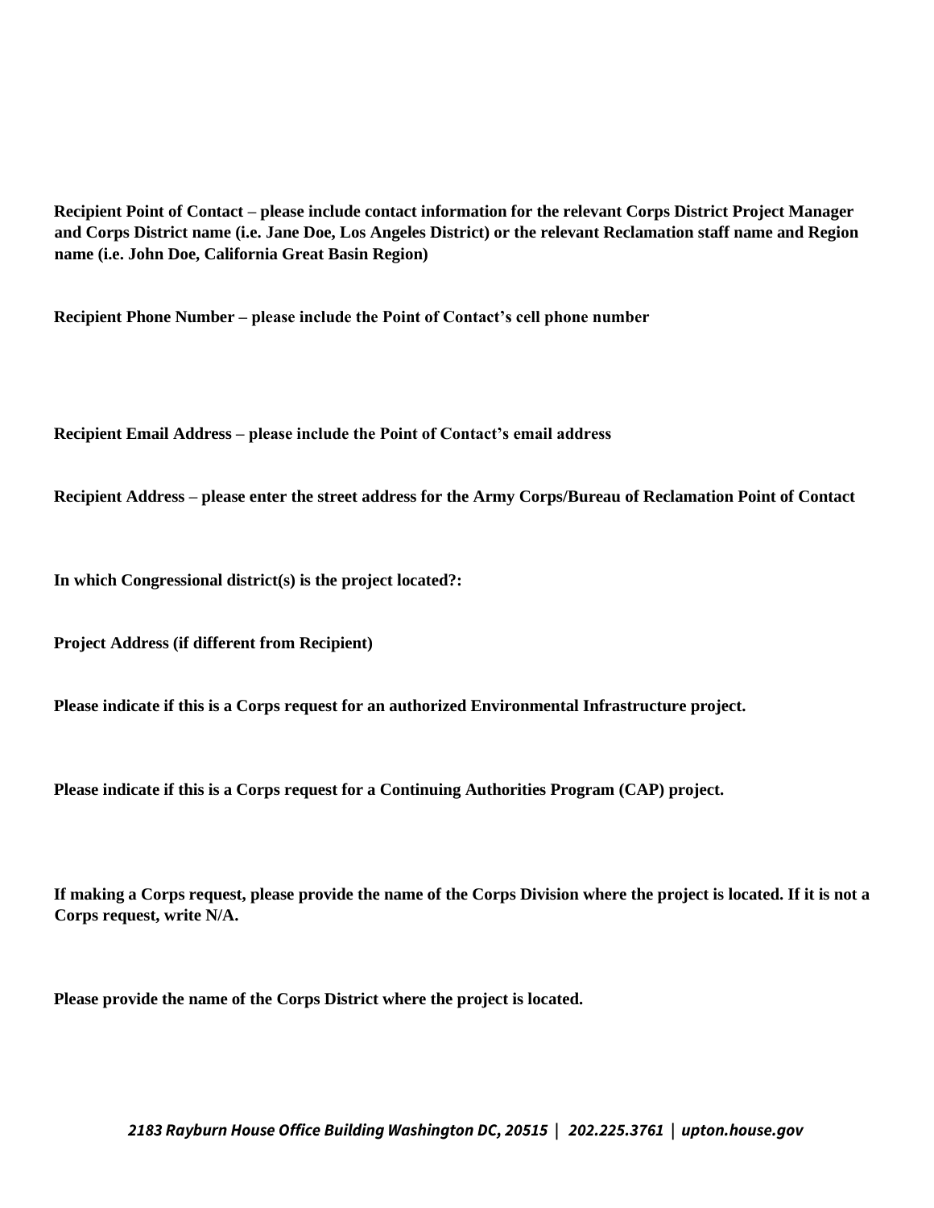**Recipient Point of Contact – please include contact information for the relevant Corps District Project Manager and Corps District name (i.e. Jane Doe, Los Angeles District) or the relevant Reclamation staff name and Region name (i.e. John Doe, California Great Basin Region)**

**Recipient Phone Number – please include the Point of Contact's cell phone number**

**Recipient Email Address – please include the Point of Contact's email address**

**Recipient Address – please enter the street address for the Army Corps/Bureau of Reclamation Point of Contact**

**In which Congressional district(s) is the project located?:**

**Project Address (if different from Recipient)**

**Please indicate if this is a Corps request for an authorized Environmental Infrastructure project.**

**Please indicate if this is a Corps request for a Continuing Authorities Program (CAP) project.**

**If making a Corps request, please provide the name of the Corps Division where the project is located. If it is not a Corps request, write N/A.**

**Please provide the name of the Corps District where the project is located.**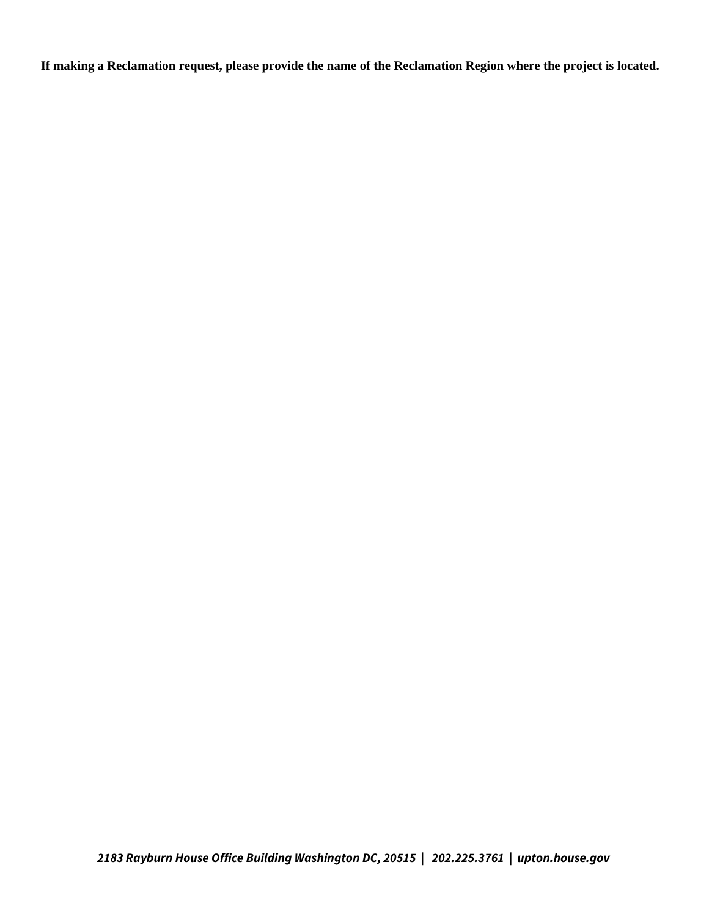**If making a Reclamation request, please provide the name of the Reclamation Region where the project is located.**